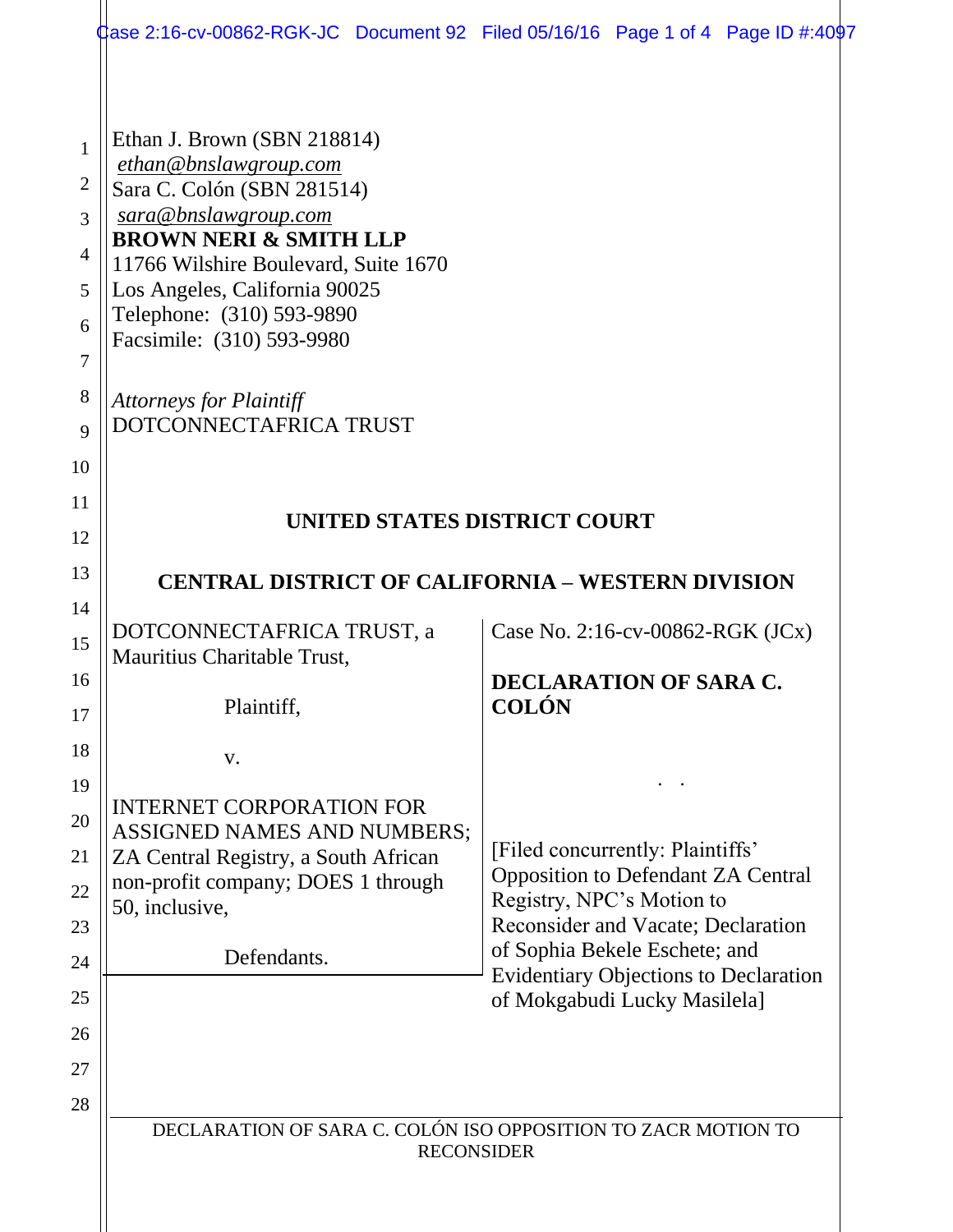Ethan J. Brown (SBN 218814)
*ethan@bnslawgroup.com*
Sara C. Colón (SBN 281514)
*sara@bnslawgroup.com*
**BROWN NERI & SMITH LLP**
11766 Wilshire Boulevard, Suite 1670
Los Angeles, California 90025
Telephone: (310) 593-9890
Facsimile: (310) 593-9980

*Attorneys for Plaintiff*
DOTCONNECTAFRICA TRUST

**UNITED STATES DISTRICT COURT**

**CENTRAL DISTRICT OF CALIFORNIA – WESTERN DIVISION**

DOTCONNECTAFRICA TRUST, a Mauritius Charitable Trust,

Plaintiff,

v.

INTERNET CORPORATION FOR ASSIGNED NAMES AND NUMBERS; ZA Central Registry, a South African non-profit company; DOES 1 through 50, inclusive,

Defendants.

Case No. 2:16-cv-00862-RGK (JCx)

**DECLARATION OF SARA C. COLÓN**

[Filed concurrently: Plaintiffs' Opposition to Defendant ZA Central Registry, NPC's Motion to Reconsider and Vacate; Declaration of Sophia Bekele Eschete; and Evidentiary Objections to Declaration of Mokgabudi Lucky Masilela]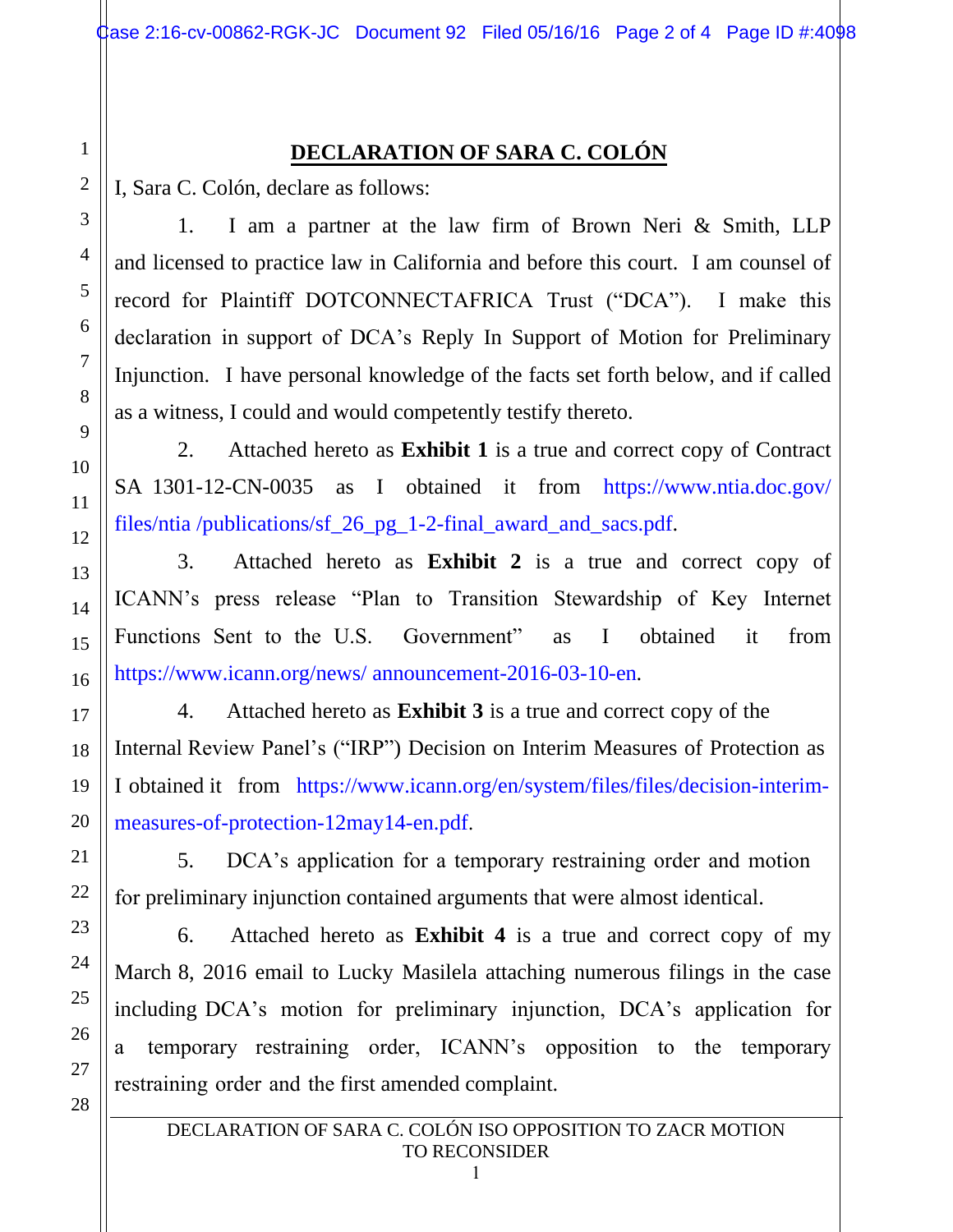# DECLARATION OF SARA C. COLÓN

I, Sara C. Colón, declare as follows:

1. I am a partner at the law firm of Brown Neri & Smith, LLP and licensed to practice law in California and before this court. I am counsel of record for Plaintiff DOTCONNECTAFRICA Trust ("DCA"). I make this declaration in support of DCA's Reply In Support of Motion for Preliminary Injunction. I have personal knowledge of the facts set forth below, and if called as a witness, I could and would competently testify thereto.

2. Attached hereto as **Exhibit 1** is a true and correct copy of Contract SA 1301-12-CN-0035 as I obtained it from https://www.ntia.doc.gov/files/ntia /publications/sf_26_pg_1-2-final_award_and_sacs.pdf.

3. Attached hereto as **Exhibit 2** is a true and correct copy of ICANN's press release "Plan to Transition Stewardship of Key Internet Functions Sent to the U.S. Government" as I obtained it from https://www.icann.org/news/ announcement-2016-03-10-en.

4. Attached hereto as **Exhibit 3** is a true and correct copy of the Internal Review Panel's ("IRP") Decision on Interim Measures of Protection as I obtained it from https://www.icann.org/en/system/files/files/decision-interim-measures-of-protection-12may14-en.pdf.

5. DCA's application for a temporary restraining order and motion for preliminary injunction contained arguments that were almost identical.

6. Attached hereto as **Exhibit 4** is a true and correct copy of my March 8, 2016 email to Lucky Masilela attaching numerous filings in the case including DCA's motion for preliminary injunction, DCA's application for a temporary restraining order, ICANN's opposition to the temporary restraining order and the first amended complaint.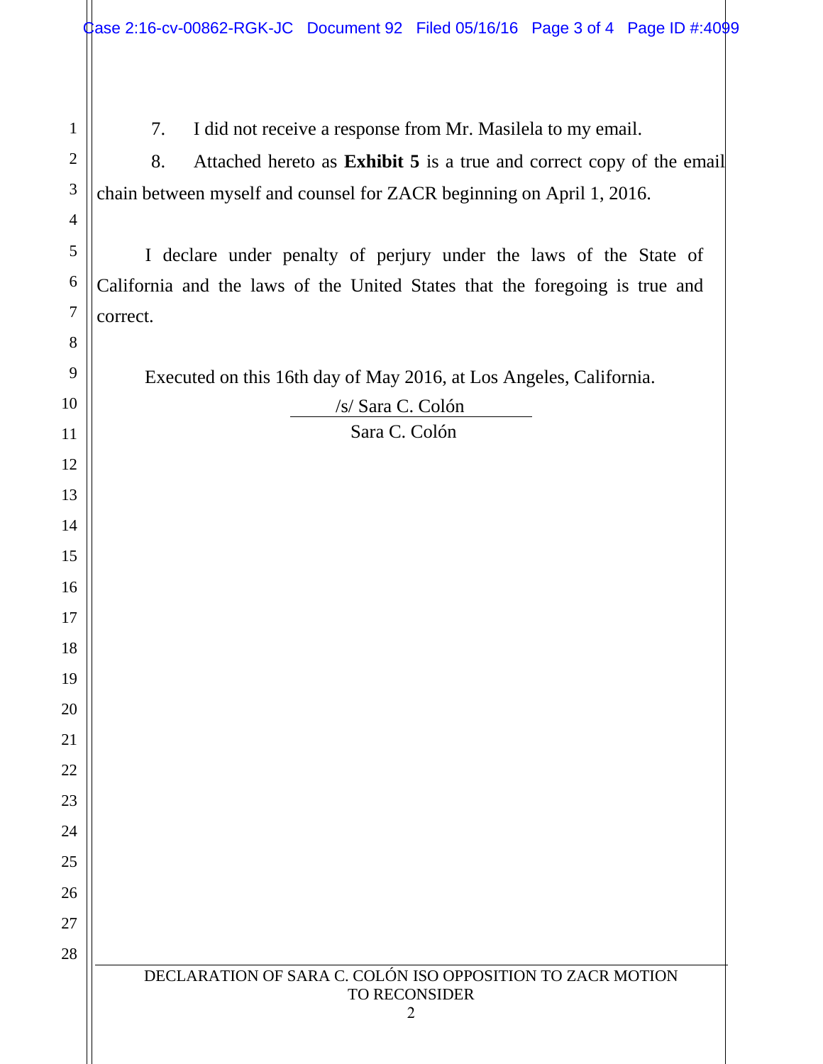7. I did not receive a response from Mr. Masilela to my email.

8. Attached hereto as **Exhibit 5** is a true and correct copy of the email chain between myself and counsel for ZACR beginning on April 1, 2016.

I declare under penalty of perjury under the laws of the State of California and the laws of the United States that the foregoing is true and correct.

Executed on this 16th day of May 2016, at Los Angeles, California.

/s/ Sara C. Colón

Sara C. Colón

DECLARATION OF SARA C. COLÓN ISO OPPOSITION TO ZACR MOTION TO RECONSIDER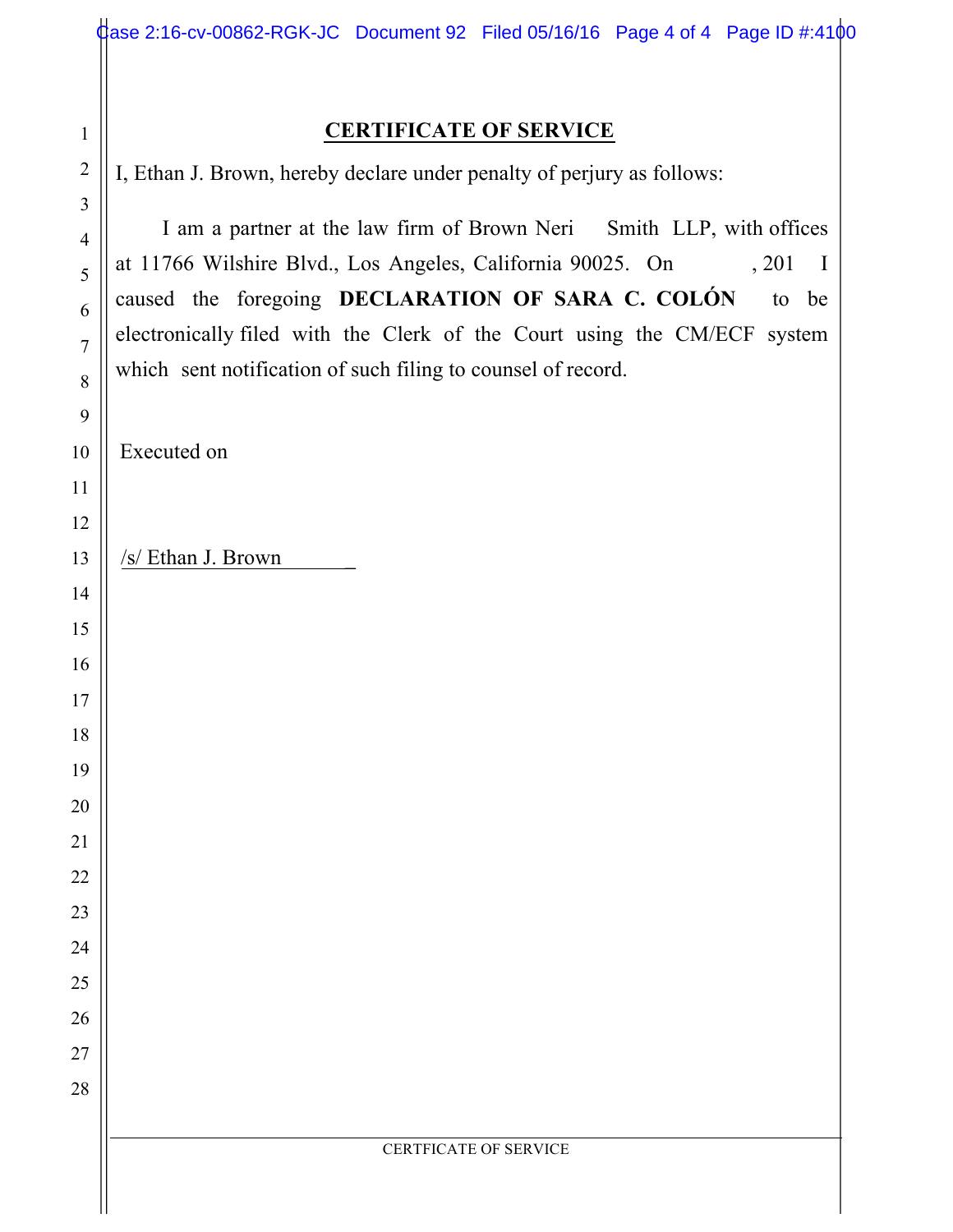# CERTIFICATE OF SERVICE

I, Ethan J. Brown, hereby declare under penalty of perjury as follows:

I am a partner at the law firm of Brown Neri Smith LLP, with offices at 11766 Wilshire Blvd., Los Angeles, California 90025. On , 201 I caused the foregoing **DECLARATION OF SARA C. COLÓN** to be electronically filed with the Clerk of the Court using the CM/ECF system which sent notification of such filing to counsel of record.

Executed on

/s/ Ethan J. Brown

CERTFICATE OF SERVICE